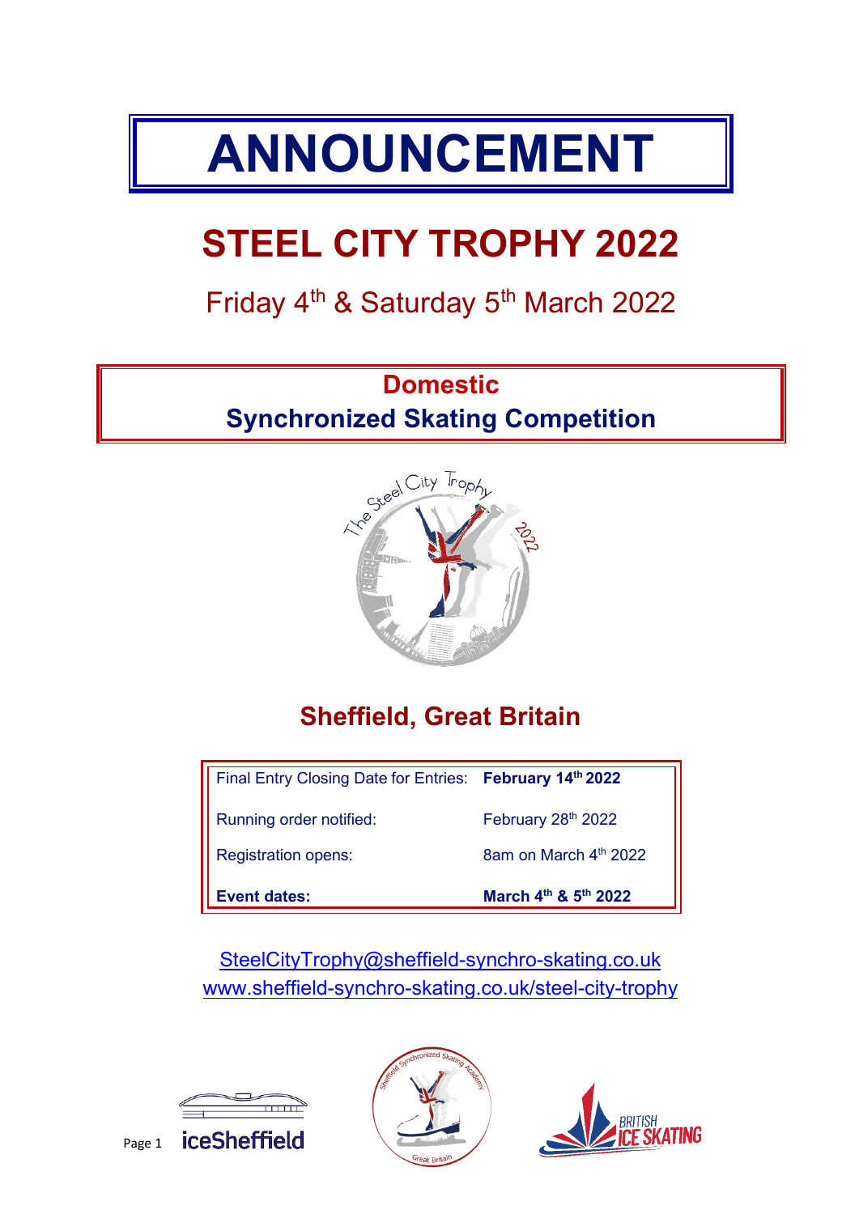# ANNOUNCEMENT

# STEEL CITY TROPHY 2022

Friday 4th & Saturday 5th March 2022

## Domestic
## Synchronized Skating Competition

## Sheffield, Great Britain

| | |
|---|---|
| Final Entry Closing Date for Entries: | **February 14th 2022** |
| Running order notified: | February 28th 2022 |
| Registration opens: | 8am on March 4th 2022 |
| **Event dates:** | **March 4th & 5th 2022** |

SteelCityTrophy@sheffield-synchro-skating.co.uk
www.sheffield-synchro-skating.co.uk/steel-city-trophy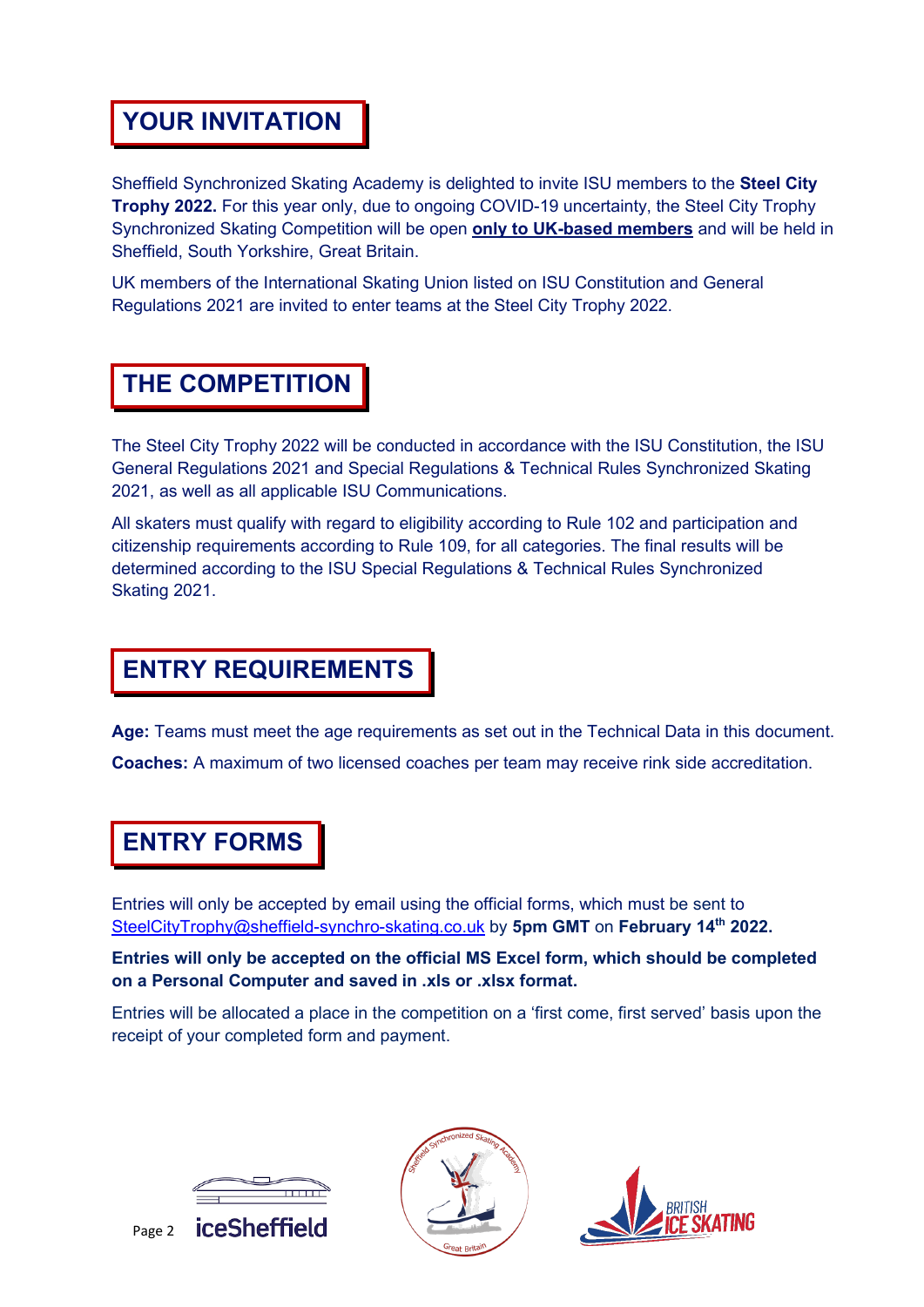## YOUR INVITATION

Sheffield Synchronized Skating Academy is delighted to invite ISU members to the **Steel City Trophy 2022.** For this year only, due to ongoing COVID-19 uncertainty, the Steel City Trophy Synchronized Skating Competition will be open **only to UK-based members** and will be held in Sheffield, South Yorkshire, Great Britain.

UK members of the International Skating Union listed on ISU Constitution and General Regulations 2021 are invited to enter teams at the Steel City Trophy 2022.

## THE COMPETITION

The Steel City Trophy 2022 will be conducted in accordance with the ISU Constitution, the ISU General Regulations 2021 and Special Regulations & Technical Rules Synchronized Skating 2021, as well as all applicable ISU Communications.

All skaters must qualify with regard to eligibility according to Rule 102 and participation and citizenship requirements according to Rule 109, for all categories. The final results will be determined according to the ISU Special Regulations & Technical Rules Synchronized Skating 2021.

## ENTRY REQUIREMENTS

**Age:** Teams must meet the age requirements as set out in the Technical Data in this document.

**Coaches:** A maximum of two licensed coaches per team may receive rink side accreditation.

## ENTRY FORMS

Entries will only be accepted by email using the official forms, which must be sent to SteelCityTrophy@sheffield-synchro-skating.co.uk by **5pm GMT** on **February 14th 2022.**

**Entries will only be accepted on the official MS Excel form, which should be completed on a Personal Computer and saved in .xls or .xlsx format.**

Entries will be allocated a place in the competition on a 'first come, first served' basis upon the receipt of your completed form and payment.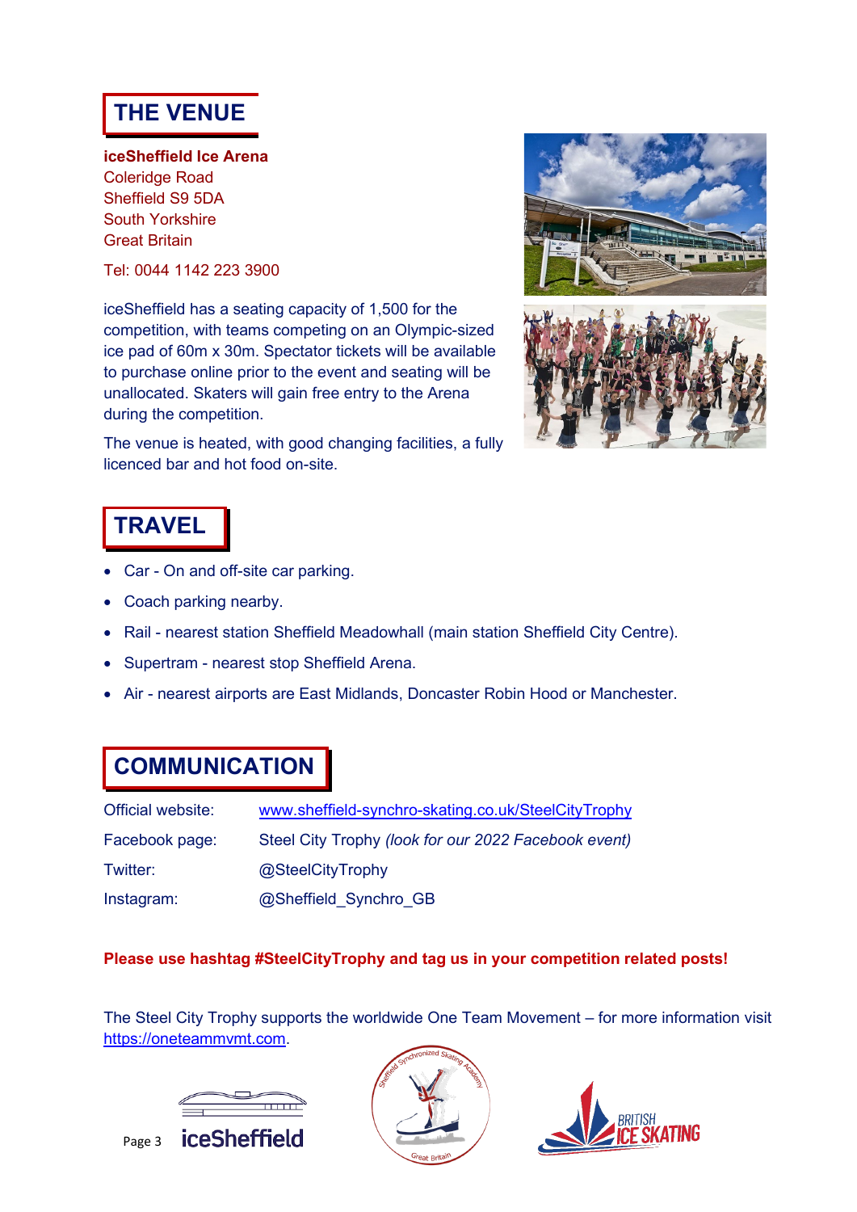## THE VENUE

**iceSheffield Ice Arena**
Coleridge Road
Sheffield S9 5DA
South Yorkshire
Great Britain

Tel: 0044 1142 223 3900

iceSheffield has a seating capacity of 1,500 for the competition, with teams competing on an Olympic-sized ice pad of 60m x 30m. Spectator tickets will be available to purchase online prior to the event and seating will be unallocated. Skaters will gain free entry to the Arena during the competition.

The venue is heated, with good changing facilities, a fully licenced bar and hot food on-site.

## TRAVEL

- Car - On and off-site car parking.
- Coach parking nearby.
- Rail - nearest station Sheffield Meadowhall (main station Sheffield City Centre).
- Supertram - nearest stop Sheffield Arena.
- Air - nearest airports are East Midlands, Doncaster Robin Hood or Manchester.

## COMMUNICATION

| | |
|---|---|
| Official website: | www.sheffield-synchro-skating.co.uk/SteelCityTrophy |
| Facebook page: | Steel City Trophy *(look for our 2022 Facebook event)* |
| Twitter: | @SteelCityTrophy |
| Instagram: | @Sheffield_Synchro_GB |

**Please use hashtag #SteelCityTrophy and tag us in your competition related posts!**

The Steel City Trophy supports the worldwide One Team Movement – for more information visit https://oneteammvmt.com.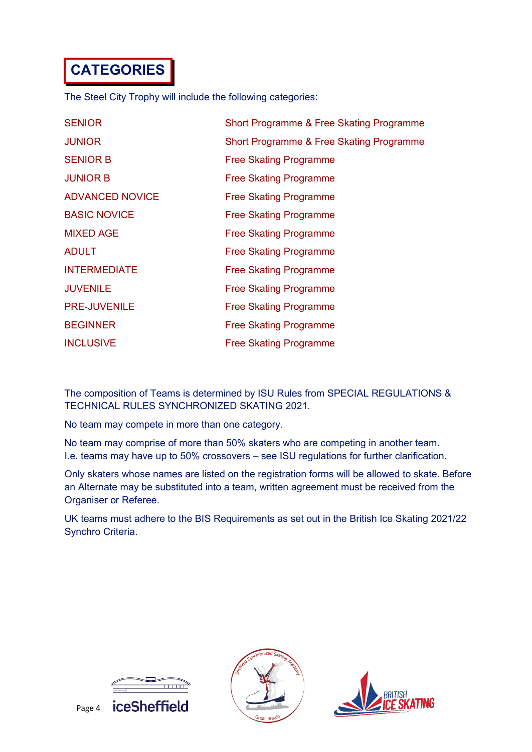# CATEGORIES

The Steel City Trophy will include the following categories:

| | |
|---|---|
| SENIOR | Short Programme & Free Skating Programme |
| JUNIOR | Short Programme & Free Skating Programme |
| SENIOR B | Free Skating Programme |
| JUNIOR B | Free Skating Programme |
| ADVANCED NOVICE | Free Skating Programme |
| BASIC NOVICE | Free Skating Programme |
| MIXED AGE | Free Skating Programme |
| ADULT | Free Skating Programme |
| INTERMEDIATE | Free Skating Programme |
| JUVENILE | Free Skating Programme |
| PRE-JUVENILE | Free Skating Programme |
| BEGINNER | Free Skating Programme |
| INCLUSIVE | Free Skating Programme |

The composition of Teams is determined by ISU Rules from SPECIAL REGULATIONS & TECHNICAL RULES SYNCHRONIZED SKATING 2021.

No team may compete in more than one category.

No team may comprise of more than 50% skaters who are competing in another team. I.e. teams may have up to 50% crossovers – see ISU regulations for further clarification.

Only skaters whose names are listed on the registration forms will be allowed to skate. Before an Alternate may be substituted into a team, written agreement must be received from the Organiser or Referee.

UK teams must adhere to the BIS Requirements as set out in the British Ice Skating 2021/22 Synchro Criteria.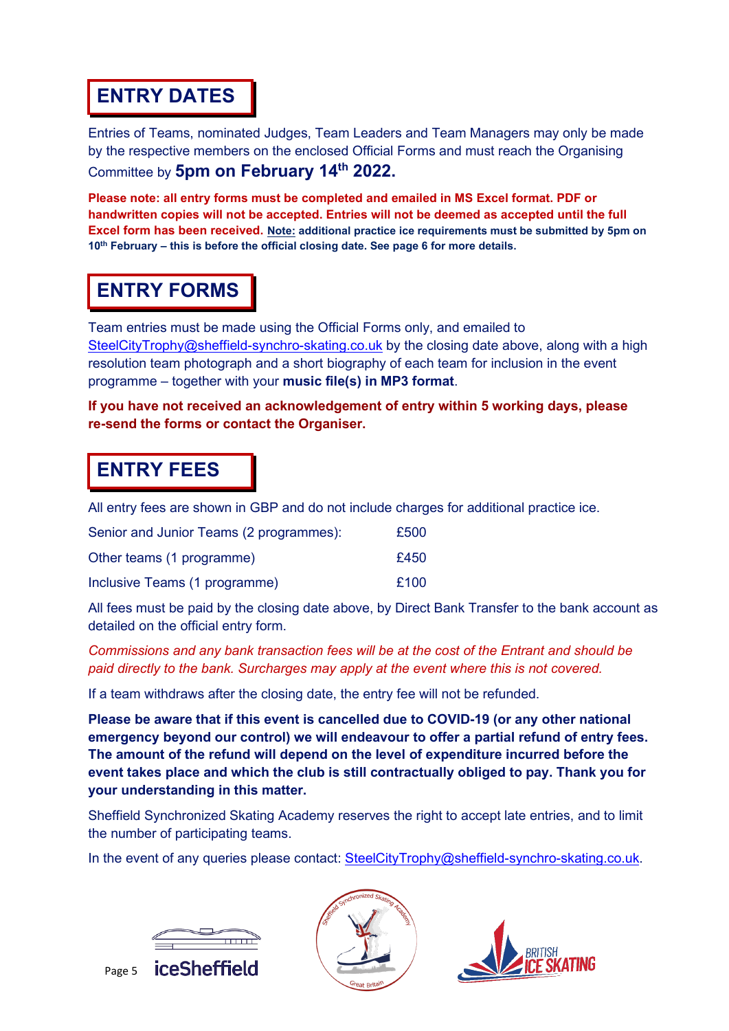## ENTRY DATES

Entries of Teams, nominated Judges, Team Leaders and Team Managers may only be made by the respective members on the enclosed Official Forms and must reach the Organising Committee by **5pm on February 14th 2022.**

**Please note: all entry forms must be completed and emailed in MS Excel format. PDF or handwritten copies will not be accepted. Entries will not be deemed as accepted until the full Excel form has been received. Note: additional practice ice requirements must be submitted by 5pm on 10th February – this is before the official closing date. See page 6 for more details.**

## ENTRY FORMS

Team entries must be made using the Official Forms only, and emailed to SteelCityTrophy@sheffield-synchro-skating.co.uk by the closing date above, along with a high resolution team photograph and a short biography of each team for inclusion in the event programme – together with your **music file(s) in MP3 format**.

**If you have not received an acknowledgement of entry within 5 working days, please re-send the forms or contact the Organiser.**

## ENTRY FEES

All entry fees are shown in GBP and do not include charges for additional practice ice.

| | |
|---|---|
| Senior and Junior Teams (2 programmes): | £500 |
| Other teams (1 programme) | £450 |
| Inclusive Teams (1 programme) | £100 |

All fees must be paid by the closing date above, by Direct Bank Transfer to the bank account as detailed on the official entry form.

*Commissions and any bank transaction fees will be at the cost of the Entrant and should be paid directly to the bank. Surcharges may apply at the event where this is not covered.*

If a team withdraws after the closing date, the entry fee will not be refunded.

**Please be aware that if this event is cancelled due to COVID-19 (or any other national emergency beyond our control) we will endeavour to offer a partial refund of entry fees. The amount of the refund will depend on the level of expenditure incurred before the event takes place and which the club is still contractually obliged to pay. Thank you for your understanding in this matter.**

Sheffield Synchronized Skating Academy reserves the right to accept late entries, and to limit the number of participating teams.

In the event of any queries please contact: SteelCityTrophy@sheffield-synchro-skating.co.uk.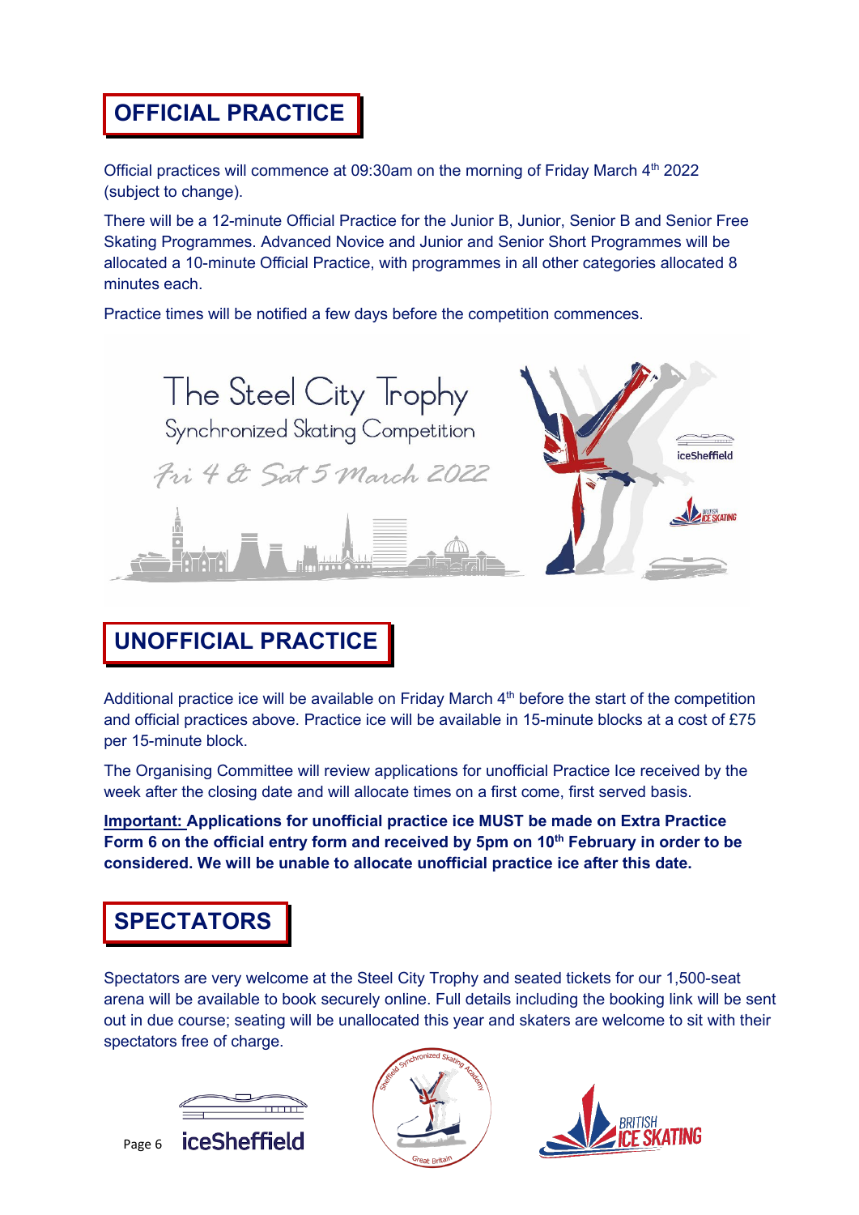## OFFICIAL PRACTICE

Official practices will commence at 09:30am on the morning of Friday March 4th 2022 (subject to change).

There will be a 12-minute Official Practice for the Junior B, Junior, Senior B and Senior Free Skating Programmes. Advanced Novice and Junior and Senior Short Programmes will be allocated a 10-minute Official Practice, with programmes in all other categories allocated 8 minutes each.

Practice times will be notified a few days before the competition commences.

## UNOFFICIAL PRACTICE

Additional practice ice will be available on Friday March 4th before the start of the competition and official practices above. Practice ice will be available in 15-minute blocks at a cost of £75 per 15-minute block.

The Organising Committee will review applications for unofficial Practice Ice received by the week after the closing date and will allocate times on a first come, first served basis.

**Important: Applications for unofficial practice ice MUST be made on Extra Practice Form 6 on the official entry form and received by 5pm on 10th February in order to be considered. We will be unable to allocate unofficial practice ice after this date.**

## SPECTATORS

Spectators are very welcome at the Steel City Trophy and seated tickets for our 1,500-seat arena will be available to book securely online. Full details including the booking link will be sent out in due course; seating will be unallocated this year and skaters are welcome to sit with their spectators free of charge.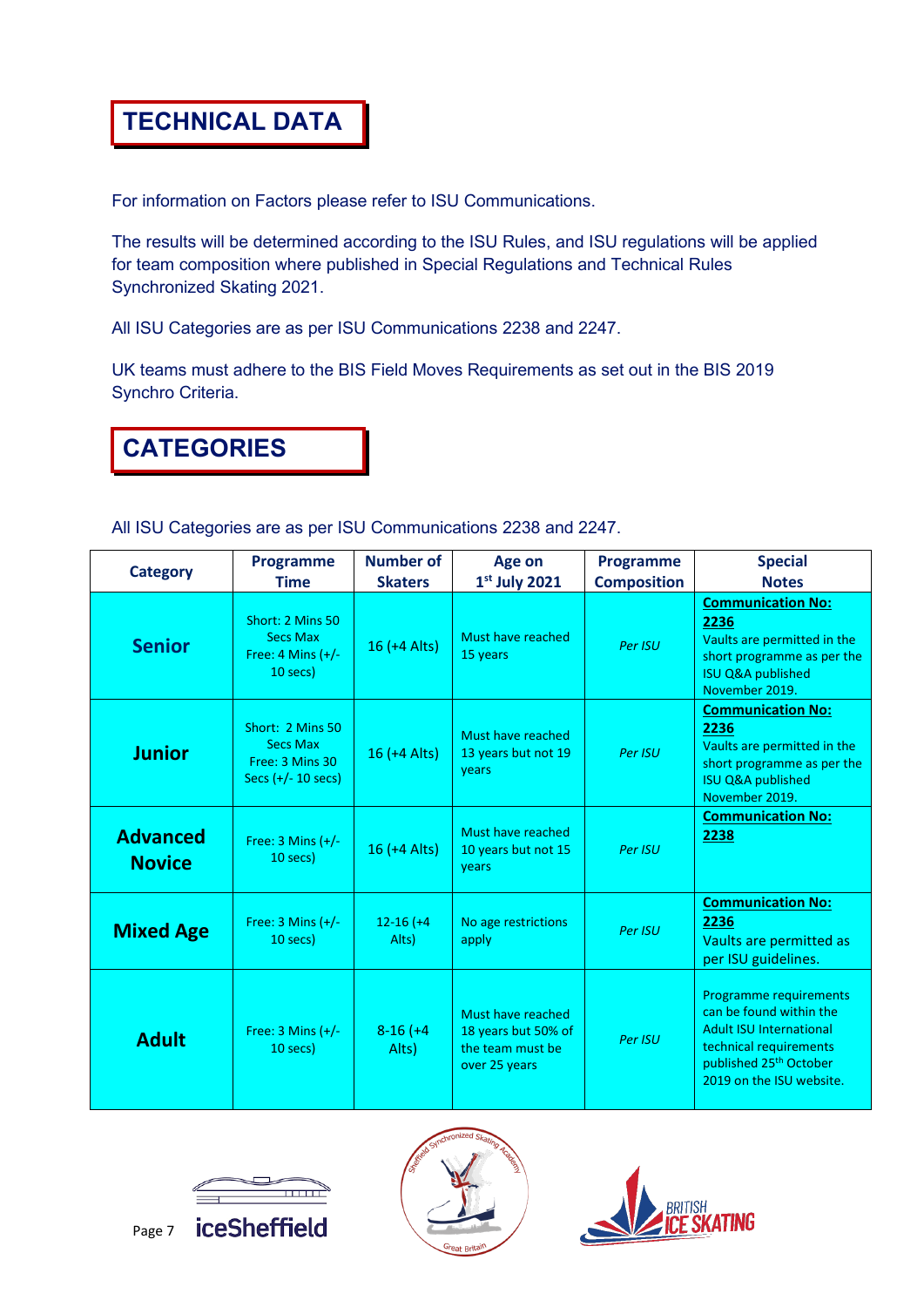# TECHNICAL DATA

For information on Factors please refer to ISU Communications.

The results will be determined according to the ISU Rules, and ISU regulations will be applied for team composition where published in Special Regulations and Technical Rules Synchronized Skating 2021.

All ISU Categories are as per ISU Communications 2238 and 2247.

UK teams must adhere to the BIS Field Moves Requirements as set out in the BIS 2019 Synchro Criteria.

# CATEGORIES

All ISU Categories are as per ISU Communications 2238 and 2247.

| Category | Programme Time | Number of Skaters | Age on 1st July 2021 | Programme Composition | Special Notes |
|---|---|---|---|---|---|
| **Senior** | Short: 2 Mins 50 Secs Max<br>Free: 4 Mins (+/- 10 secs) | 16 (+4 Alts) | Must have reached 15 years | *Per ISU* | **Communication No: 2236**<br>Vaults are permitted in the short programme as per the ISU Q&A published November 2019. |
| **Junior** | Short: 2 Mins 50 Secs Max<br>Free: 3 Mins 30 Secs (+/- 10 secs) | 16 (+4 Alts) | Must have reached 13 years but not 19 years | *Per ISU* | **Communication No: 2236**<br>Vaults are permitted in the short programme as per the ISU Q&A published November 2019. |
| **Advanced Novice** | Free: 3 Mins (+/- 10 secs) | 16 (+4 Alts) | Must have reached 10 years but not 15 years | *Per ISU* | **Communication No: 2238** |
| **Mixed Age** | Free: 3 Mins (+/- 10 secs) | 12-16 (+4 Alts) | No age restrictions apply | *Per ISU* | **Communication No: 2236**<br>Vaults are permitted as per ISU guidelines. |
| **Adult** | Free: 3 Mins (+/- 10 secs) | 8-16 (+4 Alts) | Must have reached 18 years but 50% of the team must be over 25 years | *Per ISU* | Programme requirements can be found within the Adult ISU International technical requirements published 25th October 2019 on the ISU website. |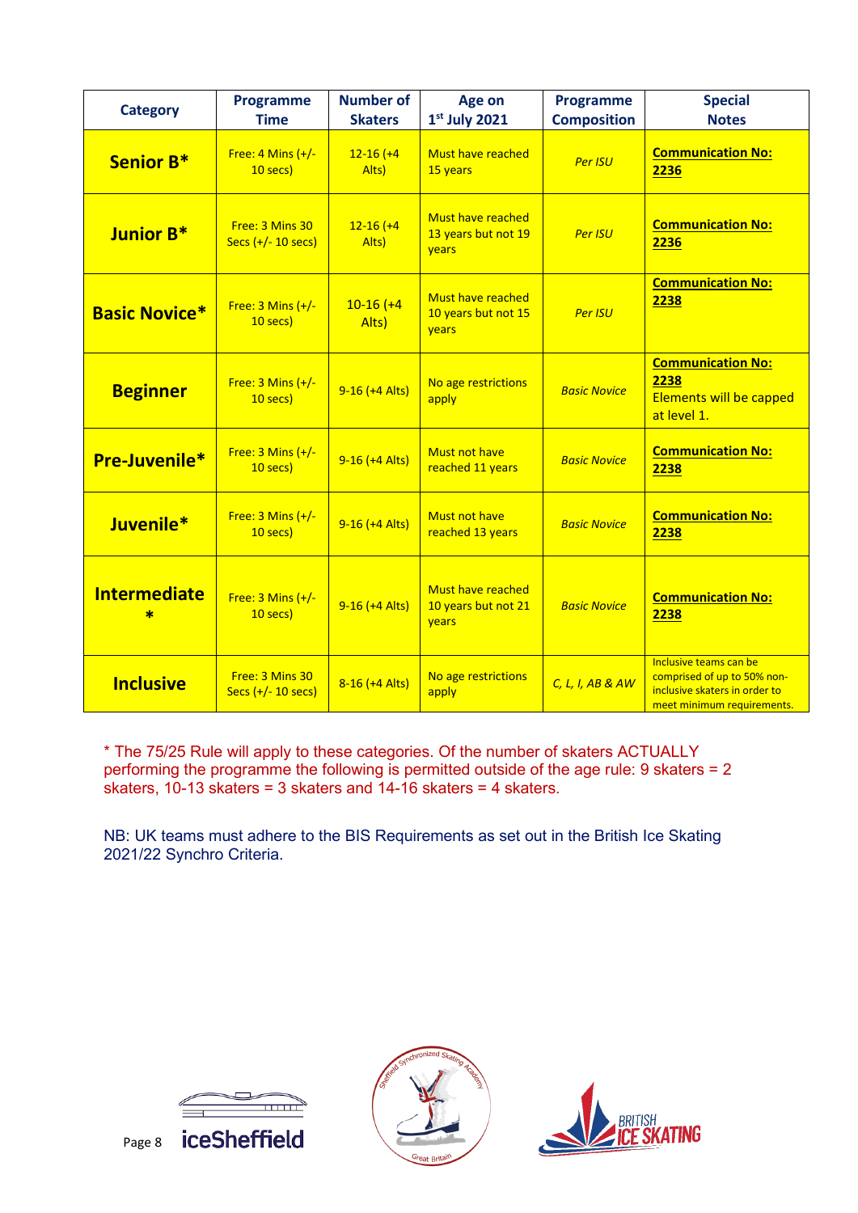| Category | Programme Time | Number of Skaters | Age on 1st July 2021 | Programme Composition | Special Notes |
|---|---|---|---|---|---|
| **Senior B*** | Free: 4 Mins (+/- 10 secs) | 12-16 (+4 Alts) | Must have reached 15 years | *Per ISU* | **Communication No: 2236** |
| **Junior B*** | Free: 3 Mins 30 Secs (+/- 10 secs) | 12-16 (+4 Alts) | Must have reached 13 years but not 19 years | *Per ISU* | **Communication No: 2236** |
| **Basic Novice*** | Free: 3 Mins (+/- 10 secs) | 10-16 (+4 Alts) | Must have reached 10 years but not 15 years | *Per ISU* | **Communication No: 2238** |
| **Beginner** | Free: 3 Mins (+/- 10 secs) | 9-16 (+4 Alts) | No age restrictions apply | *Basic Novice* | **Communication No: 2238** Elements will be capped at level 1. |
| **Pre-Juvenile*** | Free: 3 Mins (+/- 10 secs) | 9-16 (+4 Alts) | Must not have reached 11 years | *Basic Novice* | **Communication No: 2238** |
| **Juvenile*** | Free: 3 Mins (+/- 10 secs) | 9-16 (+4 Alts) | Must not have reached 13 years | *Basic Novice* | **Communication No: 2238** |
| **Intermediate *** | Free: 3 Mins (+/- 10 secs) | 9-16 (+4 Alts) | Must have reached 10 years but not 21 years | *Basic Novice* | **Communication No: 2238** |
| **Inclusive** | Free: 3 Mins 30 Secs (+/- 10 secs) | 8-16 (+4 Alts) | No age restrictions apply | *C, L, I, AB & AW* | Inclusive teams can be comprised of up to 50% non-inclusive skaters in order to meet minimum requirements. |

\* The 75/25 Rule will apply to these categories. Of the number of skaters ACTUALLY performing the programme the following is permitted outside of the age rule: 9 skaters = 2 skaters, 10-13 skaters = 3 skaters and 14-16 skaters = 4 skaters.

NB: UK teams must adhere to the BIS Requirements as set out in the British Ice Skating 2021/22 Synchro Criteria.

iceSheffield

Sheffield Synchronized Skating Academy – Great Britain

BRITISH ICE SKATING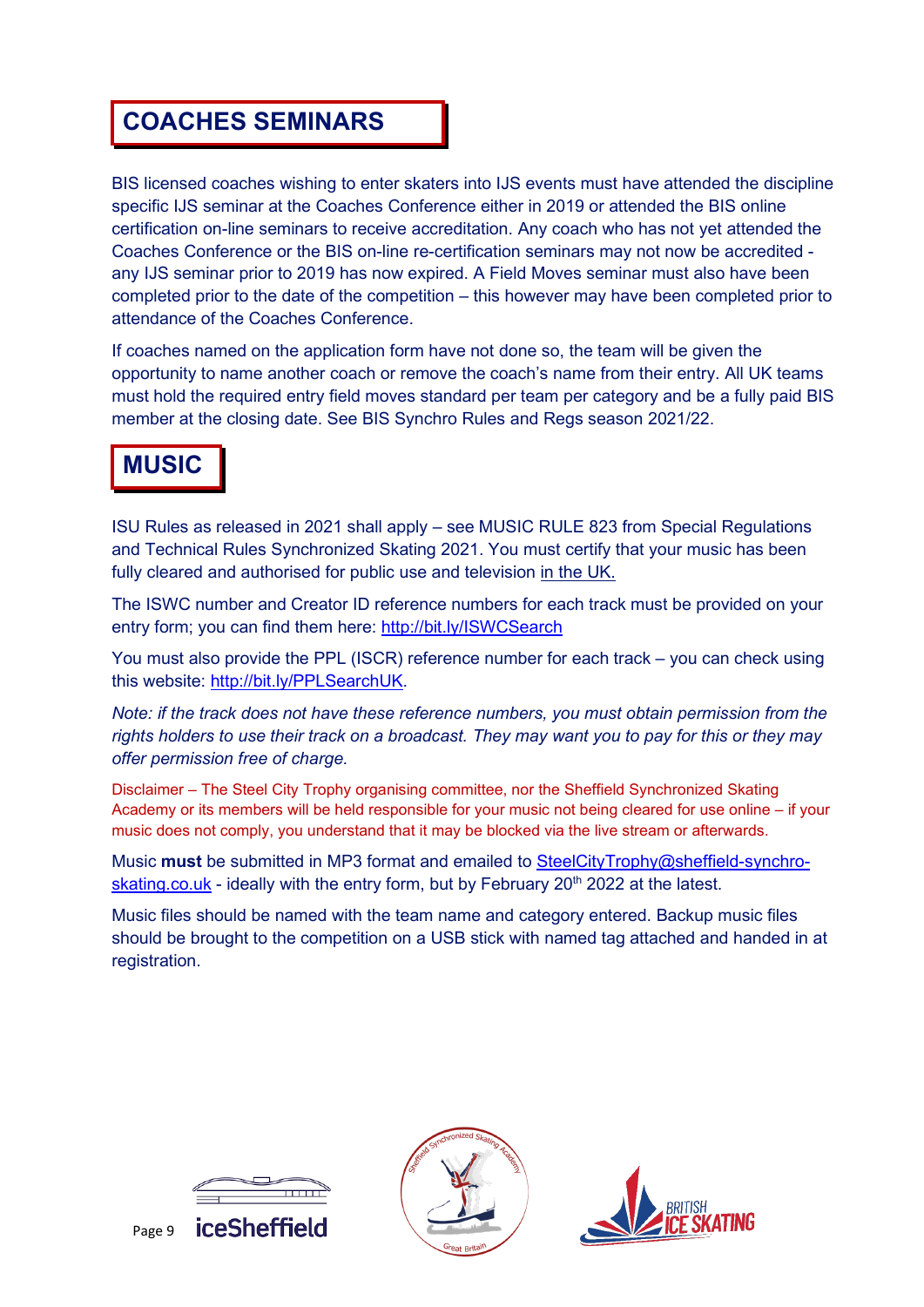## COACHES SEMINARS

BIS licensed coaches wishing to enter skaters into IJS events must have attended the discipline specific IJS seminar at the Coaches Conference either in 2019 or attended the BIS online certification on-line seminars to receive accreditation. Any coach who has not yet attended the Coaches Conference or the BIS on-line re-certification seminars may not now be accredited - any IJS seminar prior to 2019 has now expired. A Field Moves seminar must also have been completed prior to the date of the competition – this however may have been completed prior to attendance of the Coaches Conference.

If coaches named on the application form have not done so, the team will be given the opportunity to name another coach or remove the coach's name from their entry. All UK teams must hold the required entry field moves standard per team per category and be a fully paid BIS member at the closing date. See BIS Synchro Rules and Regs season 2021/22.

## MUSIC

ISU Rules as released in 2021 shall apply – see MUSIC RULE 823 from Special Regulations and Technical Rules Synchronized Skating 2021. You must certify that your music has been fully cleared and authorised for public use and television in the UK.

The ISWC number and Creator ID reference numbers for each track must be provided on your entry form; you can find them here: http://bit.ly/ISWCSearch

You must also provide the PPL (ISCR) reference number for each track – you can check using this website: http://bit.ly/PPLSearchUK.

*Note: if the track does not have these reference numbers, you must obtain permission from the rights holders to use their track on a broadcast. They may want you to pay for this or they may offer permission free of charge.*

Disclaimer – The Steel City Trophy organising committee, nor the Sheffield Synchronized Skating Academy or its members will be held responsible for your music not being cleared for use online – if your music does not comply, you understand that it may be blocked via the live stream or afterwards.

Music **must** be submitted in MP3 format and emailed to SteelCityTrophy@sheffield-synchro-skating.co.uk - ideally with the entry form, but by February 20th 2022 at the latest.

Music files should be named with the team name and category entered. Backup music files should be brought to the competition on a USB stick with named tag attached and handed in at registration.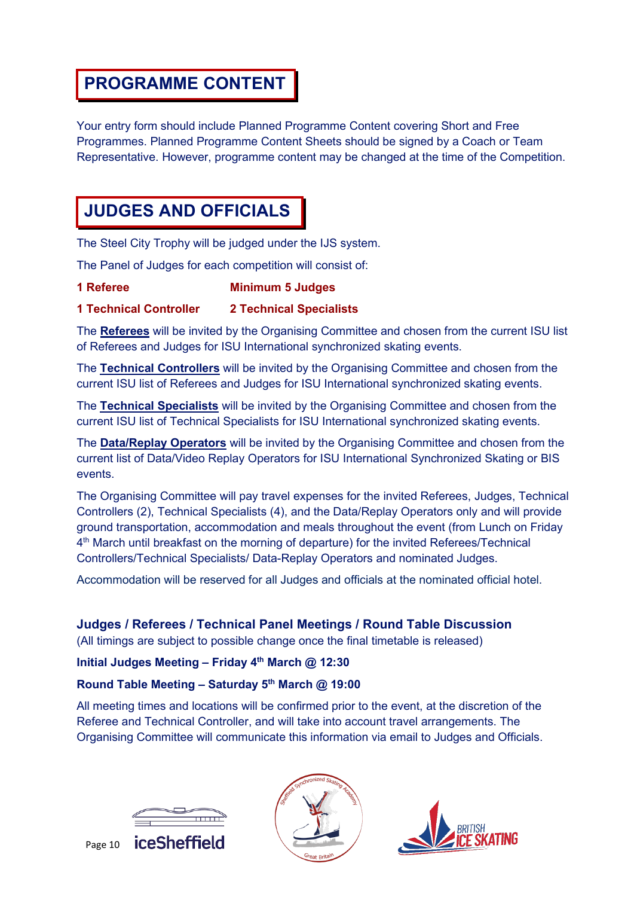## PROGRAMME CONTENT

Your entry form should include Planned Programme Content covering Short and Free Programmes. Planned Programme Content Sheets should be signed by a Coach or Team Representative. However, programme content may be changed at the time of the Competition.

## JUDGES AND OFFICIALS

The Steel City Trophy will be judged under the IJS system.

The Panel of Judges for each competition will consist of:

**1 Referee** **Minimum 5 Judges**

**1 Technical Controller** **2 Technical Specialists**

The **Referees** will be invited by the Organising Committee and chosen from the current ISU list of Referees and Judges for ISU International synchronized skating events.

The **Technical Controllers** will be invited by the Organising Committee and chosen from the current ISU list of Referees and Judges for ISU International synchronized skating events.

The **Technical Specialists** will be invited by the Organising Committee and chosen from the current ISU list of Technical Specialists for ISU International synchronized skating events.

The **Data/Replay Operators** will be invited by the Organising Committee and chosen from the current list of Data/Video Replay Operators for ISU International Synchronized Skating or BIS events.

The Organising Committee will pay travel expenses for the invited Referees, Judges, Technical Controllers (2), Technical Specialists (4), and the Data/Replay Operators only and will provide ground transportation, accommodation and meals throughout the event (from Lunch on Friday 4th March until breakfast on the morning of departure) for the invited Referees/Technical Controllers/Technical Specialists/ Data-Replay Operators and nominated Judges.

Accommodation will be reserved for all Judges and officials at the nominated official hotel.

### Judges / Referees / Technical Panel Meetings / Round Table Discussion

(All timings are subject to possible change once the final timetable is released)

**Initial Judges Meeting – Friday 4th March @ 12:30**

**Round Table Meeting – Saturday 5th March @ 19:00**

All meeting times and locations will be confirmed prior to the event, at the discretion of the Referee and Technical Controller, and will take into account travel arrangements. The Organising Committee will communicate this information via email to Judges and Officials.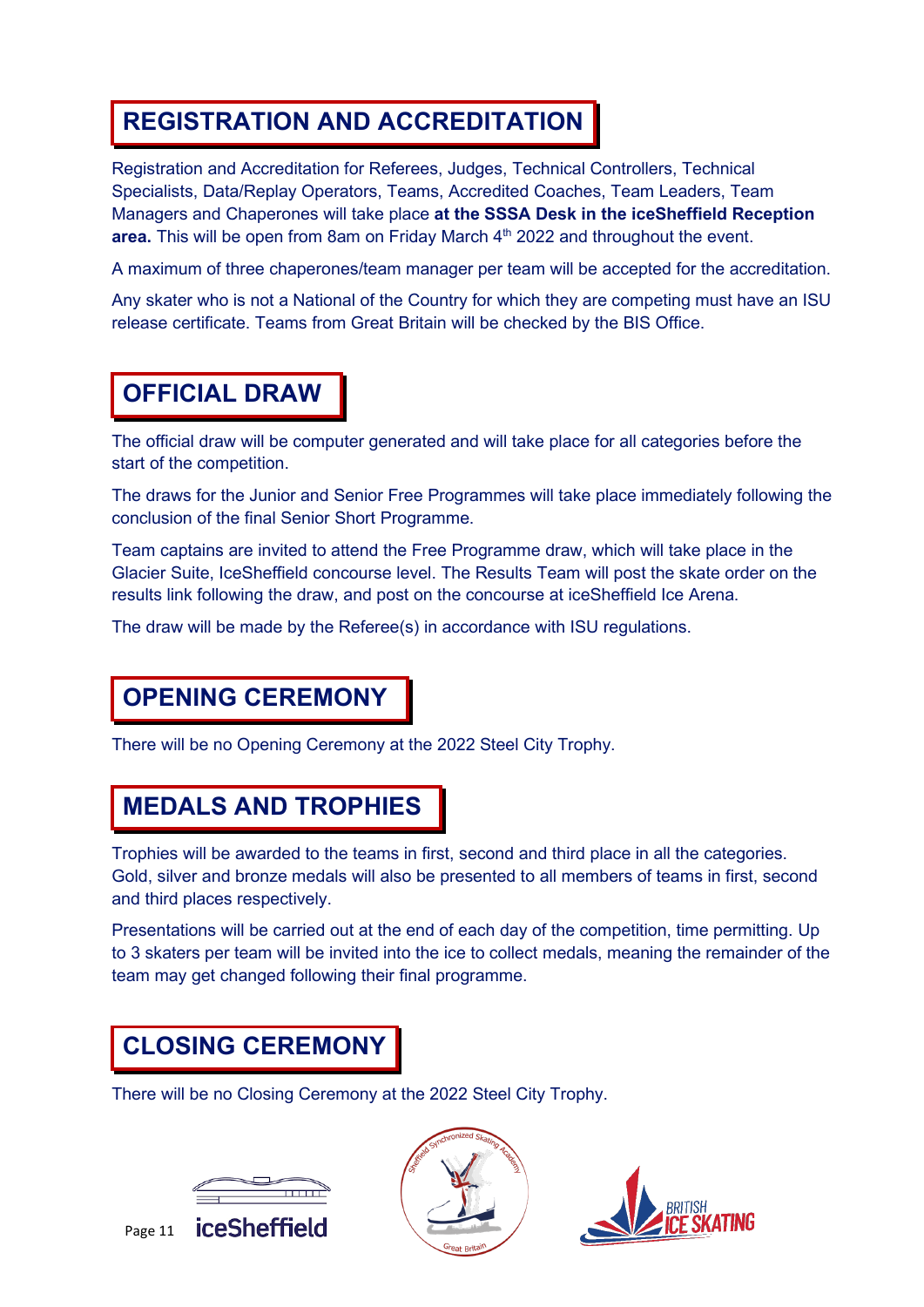## REGISTRATION AND ACCREDITATION

Registration and Accreditation for Referees, Judges, Technical Controllers, Technical Specialists, Data/Replay Operators, Teams, Accredited Coaches, Team Leaders, Team Managers and Chaperones will take place **at the SSSA Desk in the iceSheffield Reception area.** This will be open from 8am on Friday March 4th 2022 and throughout the event.

A maximum of three chaperones/team manager per team will be accepted for the accreditation.

Any skater who is not a National of the Country for which they are competing must have an ISU release certificate. Teams from Great Britain will be checked by the BIS Office.

## OFFICIAL DRAW

The official draw will be computer generated and will take place for all categories before the start of the competition.

The draws for the Junior and Senior Free Programmes will take place immediately following the conclusion of the final Senior Short Programme.

Team captains are invited to attend the Free Programme draw, which will take place in the Glacier Suite, IceSheffield concourse level. The Results Team will post the skate order on the results link following the draw, and post on the concourse at iceSheffield Ice Arena.

The draw will be made by the Referee(s) in accordance with ISU regulations.

## OPENING CEREMONY

There will be no Opening Ceremony at the 2022 Steel City Trophy.

## MEDALS AND TROPHIES

Trophies will be awarded to the teams in first, second and third place in all the categories. Gold, silver and bronze medals will also be presented to all members of teams in first, second and third places respectively.

Presentations will be carried out at the end of each day of the competition, time permitting. Up to 3 skaters per team will be invited into the ice to collect medals, meaning the remainder of the team may get changed following their final programme.

## CLOSING CEREMONY

There will be no Closing Ceremony at the 2022 Steel City Trophy.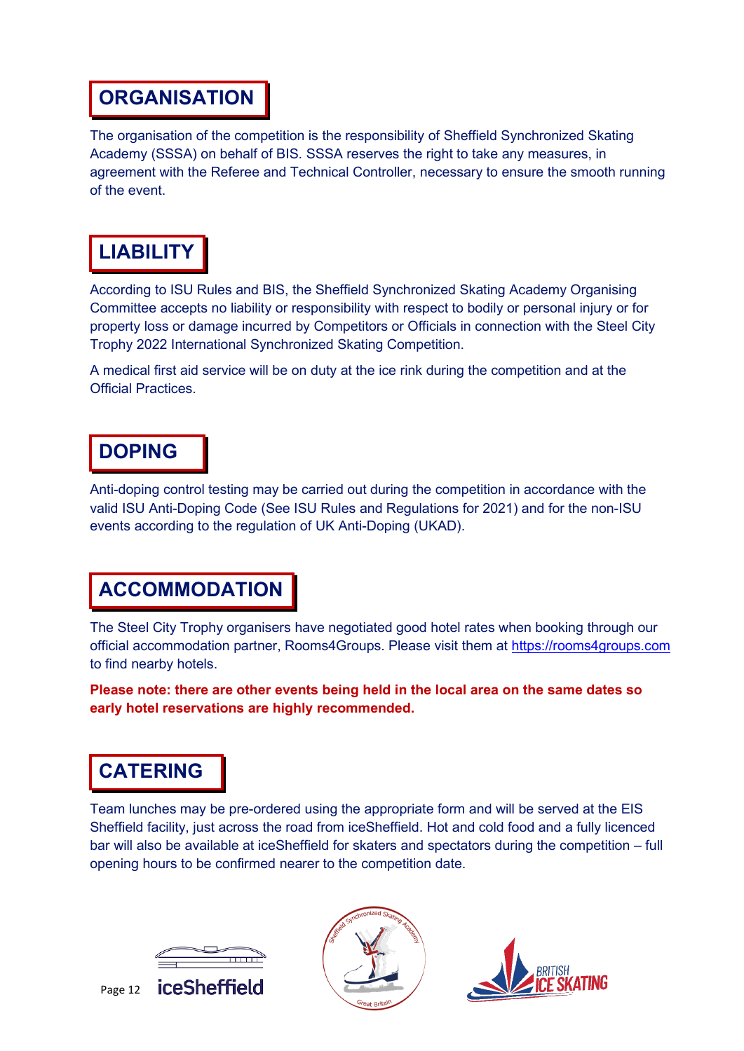## ORGANISATION

The organisation of the competition is the responsibility of Sheffield Synchronized Skating Academy (SSSA) on behalf of BIS. SSSA reserves the right to take any measures, in agreement with the Referee and Technical Controller, necessary to ensure the smooth running of the event.

## LIABILITY

According to ISU Rules and BIS, the Sheffield Synchronized Skating Academy Organising Committee accepts no liability or responsibility with respect to bodily or personal injury or for property loss or damage incurred by Competitors or Officials in connection with the Steel City Trophy 2022 International Synchronized Skating Competition.

A medical first aid service will be on duty at the ice rink during the competition and at the Official Practices.

## DOPING

Anti-doping control testing may be carried out during the competition in accordance with the valid ISU Anti-Doping Code (See ISU Rules and Regulations for 2021) and for the non-ISU events according to the regulation of UK Anti-Doping (UKAD).

## ACCOMMODATION

The Steel City Trophy organisers have negotiated good hotel rates when booking through our official accommodation partner, Rooms4Groups. Please visit them at https://rooms4groups.com to find nearby hotels.

**Please note: there are other events being held in the local area on the same dates so early hotel reservations are highly recommended.**

## CATERING

Team lunches may be pre-ordered using the appropriate form and will be served at the EIS Sheffield facility, just across the road from iceSheffield. Hot and cold food and a fully licenced bar will also be available at iceSheffield for skaters and spectators during the competition – full opening hours to be confirmed nearer to the competition date.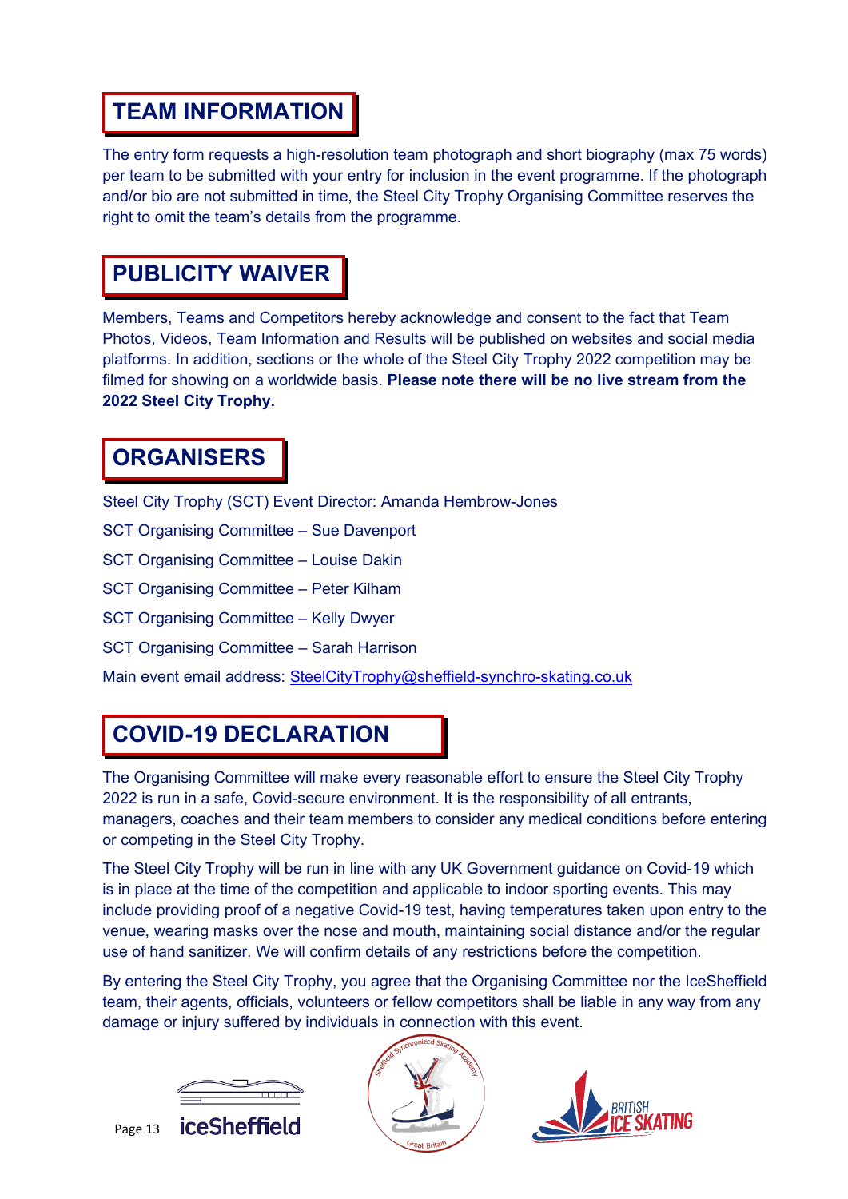## TEAM INFORMATION

The entry form requests a high-resolution team photograph and short biography (max 75 words) per team to be submitted with your entry for inclusion in the event programme. If the photograph and/or bio are not submitted in time, the Steel City Trophy Organising Committee reserves the right to omit the team's details from the programme.

## PUBLICITY WAIVER

Members, Teams and Competitors hereby acknowledge and consent to the fact that Team Photos, Videos, Team Information and Results will be published on websites and social media platforms. In addition, sections or the whole of the Steel City Trophy 2022 competition may be filmed for showing on a worldwide basis. **Please note there will be no live stream from the 2022 Steel City Trophy.**

## ORGANISERS

Steel City Trophy (SCT) Event Director: Amanda Hembrow-Jones

SCT Organising Committee – Sue Davenport

SCT Organising Committee – Louise Dakin

SCT Organising Committee – Peter Kilham

SCT Organising Committee – Kelly Dwyer

SCT Organising Committee – Sarah Harrison

Main event email address: SteelCityTrophy@sheffield-synchro-skating.co.uk

## COVID-19 DECLARATION

The Organising Committee will make every reasonable effort to ensure the Steel City Trophy 2022 is run in a safe, Covid-secure environment. It is the responsibility of all entrants, managers, coaches and their team members to consider any medical conditions before entering or competing in the Steel City Trophy.

The Steel City Trophy will be run in line with any UK Government guidance on Covid-19 which is in place at the time of the competition and applicable to indoor sporting events. This may include providing proof of a negative Covid-19 test, having temperatures taken upon entry to the venue, wearing masks over the nose and mouth, maintaining social distance and/or the regular use of hand sanitizer. We will confirm details of any restrictions before the competition.

By entering the Steel City Trophy, you agree that the Organising Committee nor the IceSheffield team, their agents, officials, volunteers or fellow competitors shall be liable in any way from any damage or injury suffered by individuals in connection with this event.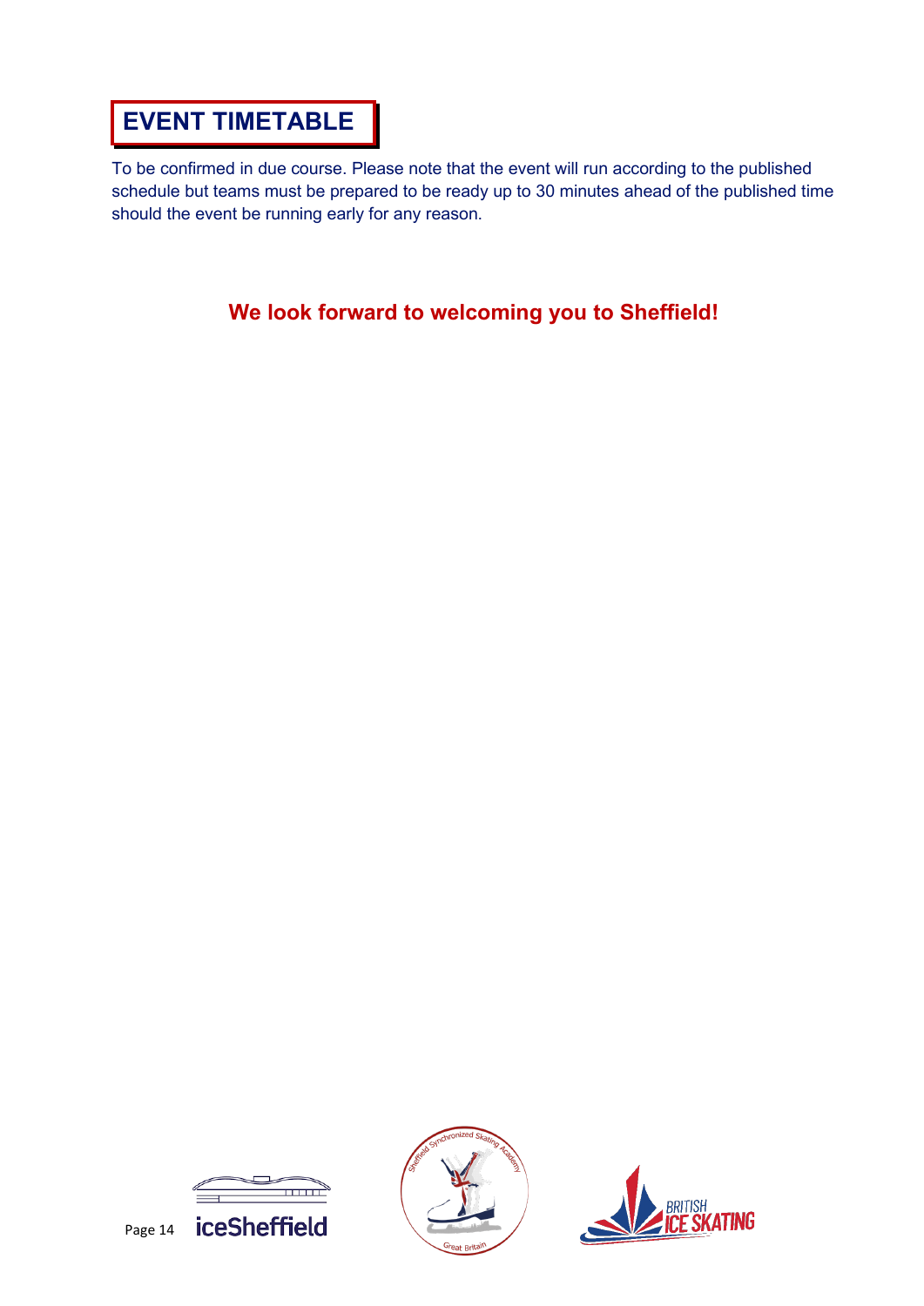## EVENT TIMETABLE

To be confirmed in due course. Please note that the event will run according to the published schedule but teams must be prepared to be ready up to 30 minutes ahead of the published time should the event be running early for any reason.

**We look forward to welcoming you to Sheffield!**